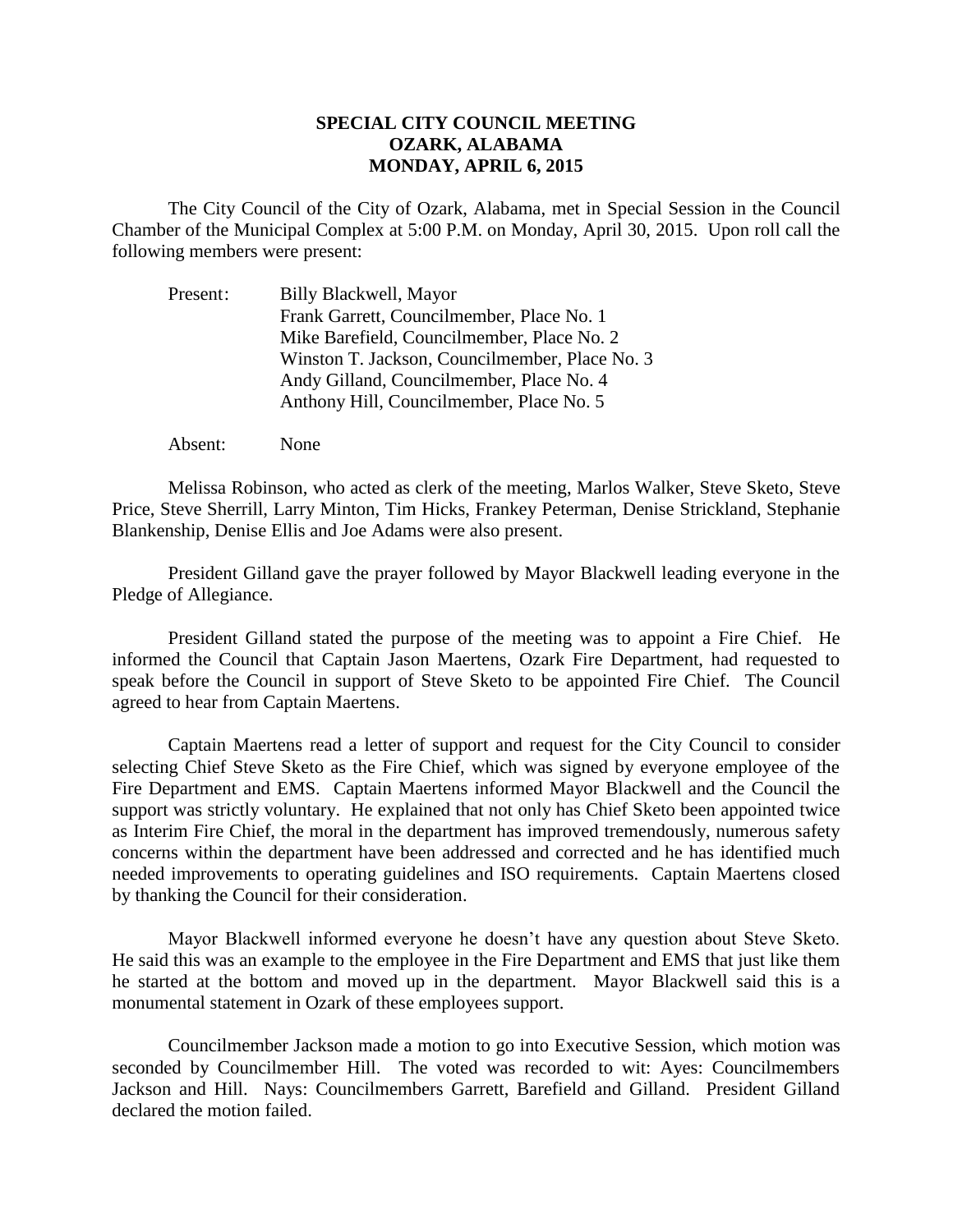**SPECIAL CITY COUNCIL MEETING**
**OZARK, ALABAMA**
**MONDAY, APRIL 6, 2015**

The City Council of the City of Ozark, Alabama, met in Special Session in the Council Chamber of the Municipal Complex at 5:00 P.M. on Monday, April 30, 2015. Upon roll call the following members were present:

Present: Billy Blackwell, Mayor
Frank Garrett, Councilmember, Place No. 1
Mike Barefield, Councilmember, Place No. 2
Winston T. Jackson, Councilmember, Place No. 3
Andy Gilland, Councilmember, Place No. 4
Anthony Hill, Councilmember, Place No. 5

Absent: None

Melissa Robinson, who acted as clerk of the meeting, Marlos Walker, Steve Sketo, Steve Price, Steve Sherrill, Larry Minton, Tim Hicks, Frankey Peterman, Denise Strickland, Stephanie Blankenship, Denise Ellis and Joe Adams were also present.

President Gilland gave the prayer followed by Mayor Blackwell leading everyone in the Pledge of Allegiance.

President Gilland stated the purpose of the meeting was to appoint a Fire Chief. He informed the Council that Captain Jason Maertens, Ozark Fire Department, had requested to speak before the Council in support of Steve Sketo to be appointed Fire Chief. The Council agreed to hear from Captain Maertens.

Captain Maertens read a letter of support and request for the City Council to consider selecting Chief Steve Sketo as the Fire Chief, which was signed by everyone employee of the Fire Department and EMS. Captain Maertens informed Mayor Blackwell and the Council the support was strictly voluntary. He explained that not only has Chief Sketo been appointed twice as Interim Fire Chief, the moral in the department has improved tremendously, numerous safety concerns within the department have been addressed and corrected and he has identified much needed improvements to operating guidelines and ISO requirements. Captain Maertens closed by thanking the Council for their consideration.

Mayor Blackwell informed everyone he doesn't have any question about Steve Sketo. He said this was an example to the employee in the Fire Department and EMS that just like them he started at the bottom and moved up in the department. Mayor Blackwell said this is a monumental statement in Ozark of these employees support.

Councilmember Jackson made a motion to go into Executive Session, which motion was seconded by Councilmember Hill. The voted was recorded to wit: Ayes: Councilmembers Jackson and Hill. Nays: Councilmembers Garrett, Barefield and Gilland. President Gilland declared the motion failed.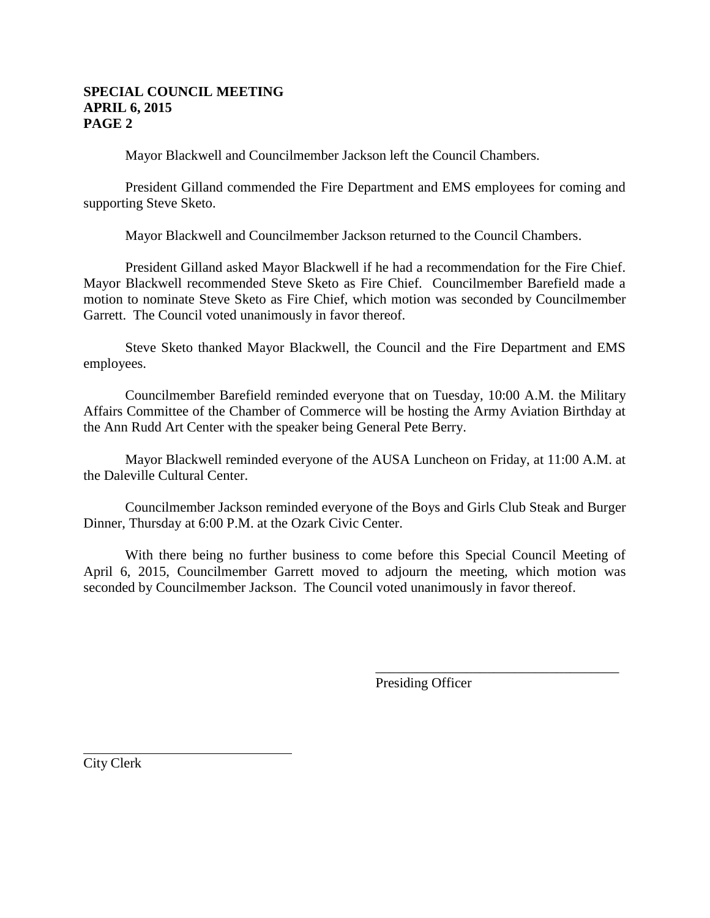**SPECIAL COUNCIL MEETING**
**APRIL 6, 2015**
**PAGE 2**

Mayor Blackwell and Councilmember Jackson left the Council Chambers.

President Gilland commended the Fire Department and EMS employees for coming and supporting Steve Sketo.

Mayor Blackwell and Councilmember Jackson returned to the Council Chambers.

President Gilland asked Mayor Blackwell if he had a recommendation for the Fire Chief. Mayor Blackwell recommended Steve Sketo as Fire Chief. Councilmember Barefield made a motion to nominate Steve Sketo as Fire Chief, which motion was seconded by Councilmember Garrett. The Council voted unanimously in favor thereof.

Steve Sketo thanked Mayor Blackwell, the Council and the Fire Department and EMS employees.

Councilmember Barefield reminded everyone that on Tuesday, 10:00 A.M. the Military Affairs Committee of the Chamber of Commerce will be hosting the Army Aviation Birthday at the Ann Rudd Art Center with the speaker being General Pete Berry.

Mayor Blackwell reminded everyone of the AUSA Luncheon on Friday, at 11:00 A.M. at the Daleville Cultural Center.

Councilmember Jackson reminded everyone of the Boys and Girls Club Steak and Burger Dinner, Thursday at 6:00 P.M. at the Ozark Civic Center.

With there being no further business to come before this Special Council Meeting of April 6, 2015, Councilmember Garrett moved to adjourn the meeting, which motion was seconded by Councilmember Jackson. The Council voted unanimously in favor thereof.

\_\_\_\_\_\_\_\_\_\_\_\_\_\_\_\_\_\_\_\_\_\_\_\_\_\_\_\_\_\_\_\_\_\_\_\_
Presiding Officer

\_\_\_\_\_\_\_\_\_\_\_\_\_\_\_\_\_\_\_\_\_\_\_\_\_\_\_\_\_\_\_\_
City Clerk